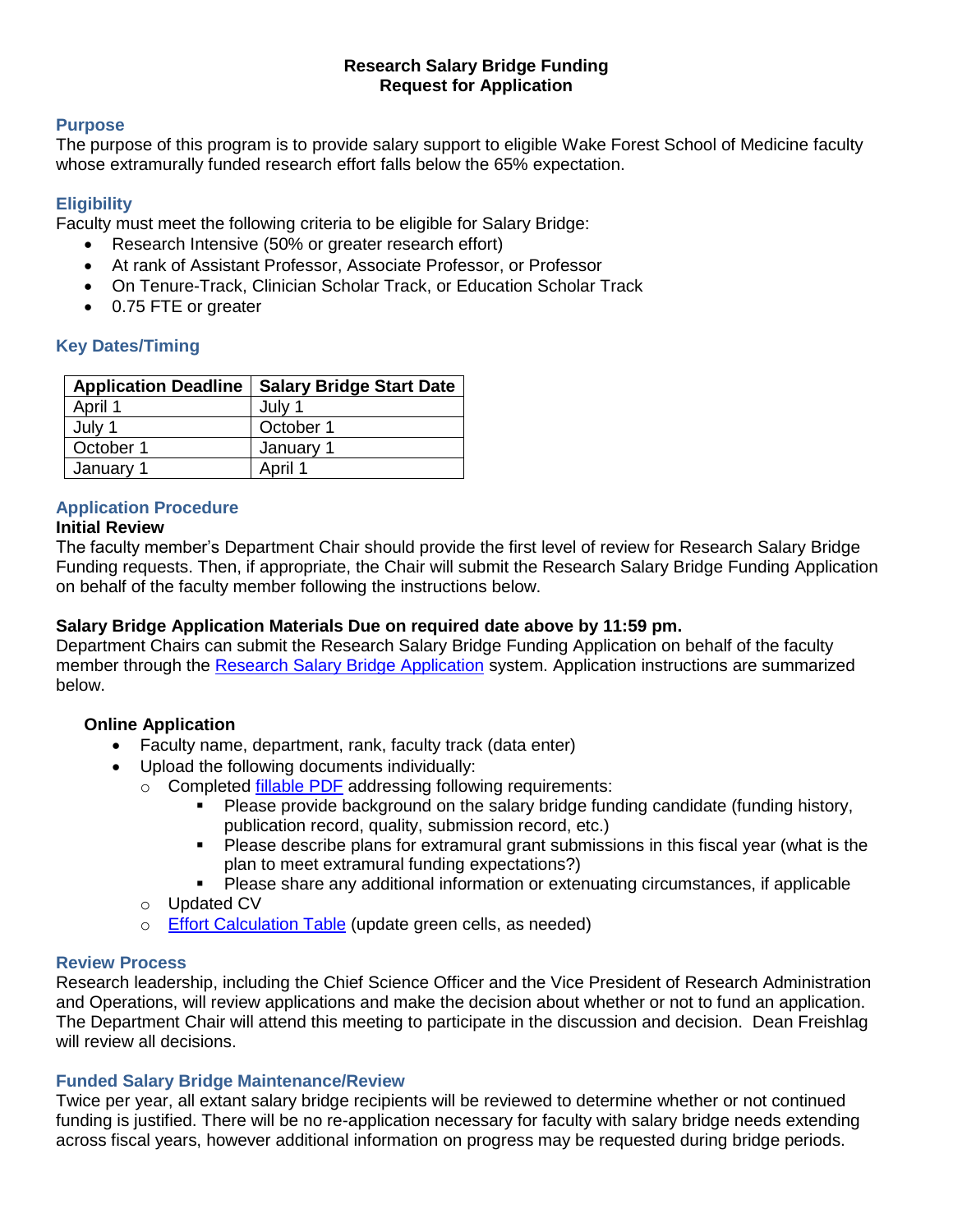# Research Salary Bridge Funding
## Request for Application

### Purpose

The purpose of this program is to provide salary support to eligible Wake Forest School of Medicine faculty whose extramurally funded research effort falls below the 65% expectation.

### Eligibility

Faculty must meet the following criteria to be eligible for Salary Bridge:

- Research Intensive (50% or greater research effort)
- At rank of Assistant Professor, Associate Professor, or Professor
- On Tenure-Track, Clinician Scholar Track, or Education Scholar Track
- 0.75 FTE or greater

### Key Dates/Timing

| Application Deadline | Salary Bridge Start Date |
|---|---|
| April 1 | July 1 |
| July 1 | October 1 |
| October 1 | January 1 |
| January 1 | April 1 |

### Application Procedure

**Initial Review**

The faculty member's Department Chair should provide the first level of review for Research Salary Bridge Funding requests. Then, if appropriate, the Chair will submit the Research Salary Bridge Funding Application on behalf of the faculty member following the instructions below.

**Salary Bridge Application Materials Due on required date above by 11:59 pm.**

Department Chairs can submit the Research Salary Bridge Funding Application on behalf of the faculty member through the [Research Salary Bridge Application] system. Application instructions are summarized below.

**Online Application**

- Faculty name, department, rank, faculty track (data enter)
- Upload the following documents individually:
  - Completed [fillable PDF] addressing following requirements:
    - Please provide background on the salary bridge funding candidate (funding history, publication record, quality, submission record, etc.)
    - Please describe plans for extramural grant submissions in this fiscal year (what is the plan to meet extramural funding expectations?)
    - Please share any additional information or extenuating circumstances, if applicable
  - Updated CV
  - [Effort Calculation Table] (update green cells, as needed)

### Review Process

Research leadership, including the Chief Science Officer and the Vice President of Research Administration and Operations, will review applications and make the decision about whether or not to fund an application. The Department Chair will attend this meeting to participate in the discussion and decision. Dean Freishlag will review all decisions.

### Funded Salary Bridge Maintenance/Review

Twice per year, all extant salary bridge recipients will be reviewed to determine whether or not continued funding is justified. There will be no re-application necessary for faculty with salary bridge needs extending across fiscal years, however additional information on progress may be requested during bridge periods.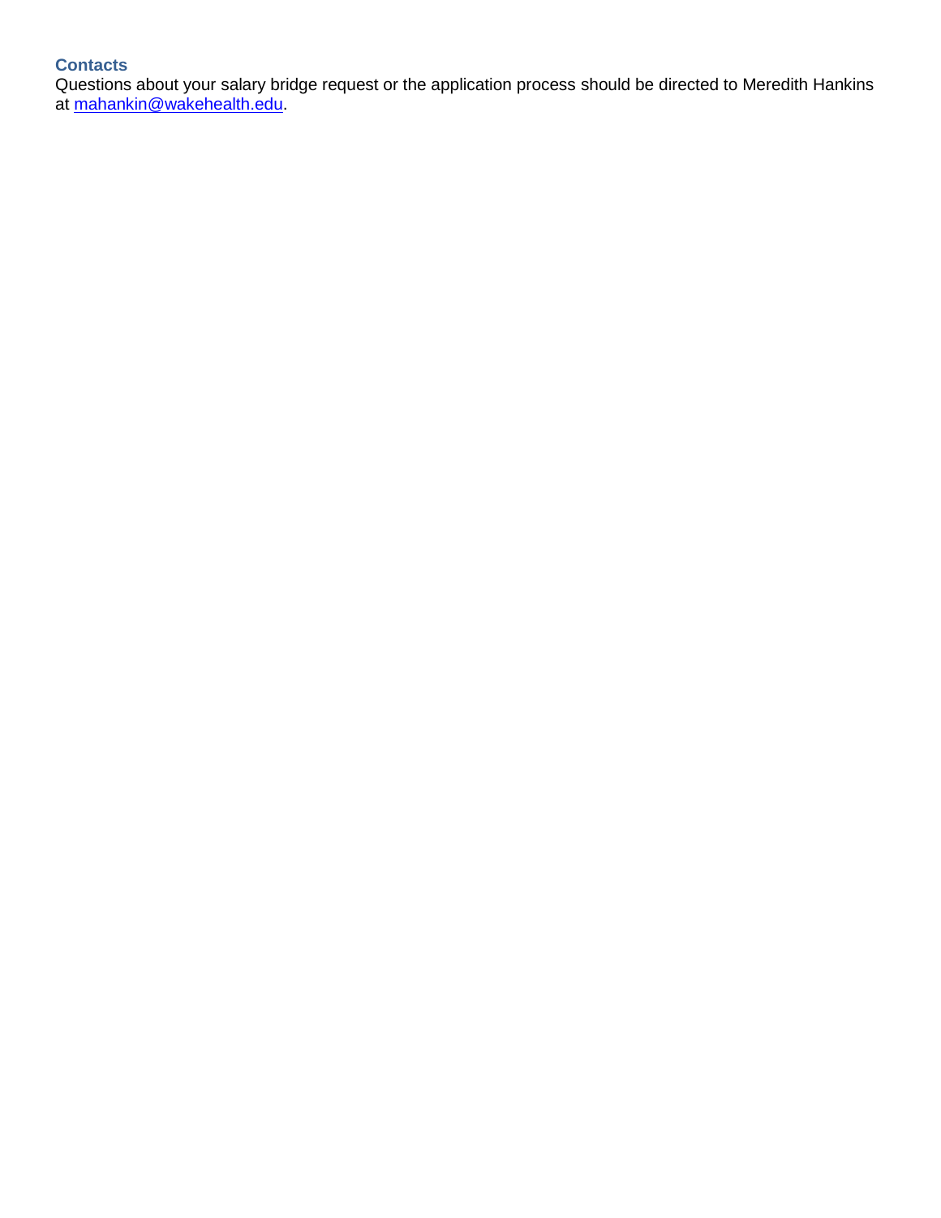### Contacts

Questions about your salary bridge request or the application process should be directed to Meredith Hankins at mahankin@wakehealth.edu.